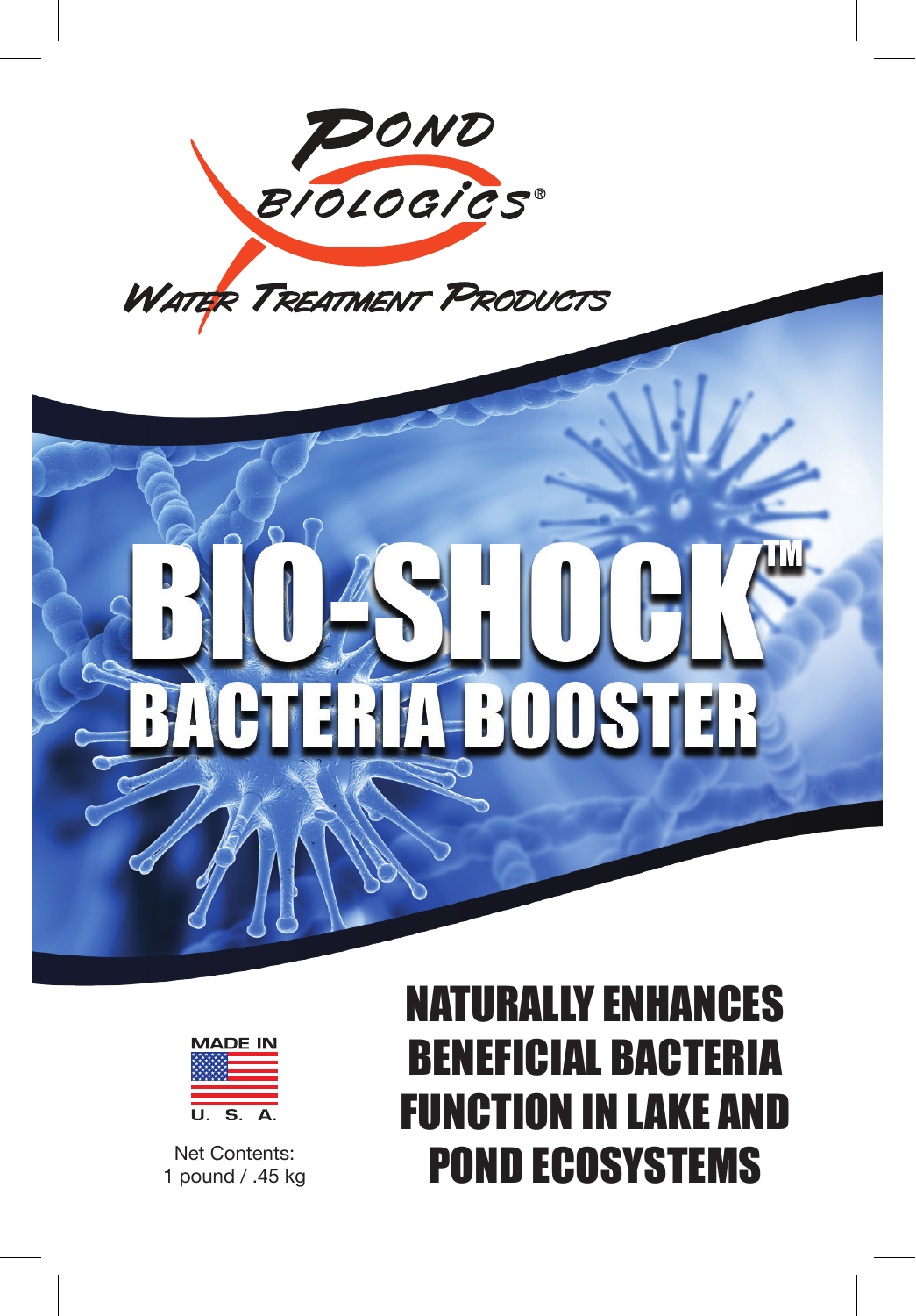# POND BIOLOGICS®

WATER TREATMENT PRODUCTS

# BIO-SHOCK™

## BACTERIA BOOSTER

MADE IN U. S. A.

Net Contents:
1 pound / .45 kg

**NATURALLY ENHANCES BENEFICIAL BACTERIA FUNCTION IN LAKE AND POND ECOSYSTEMS**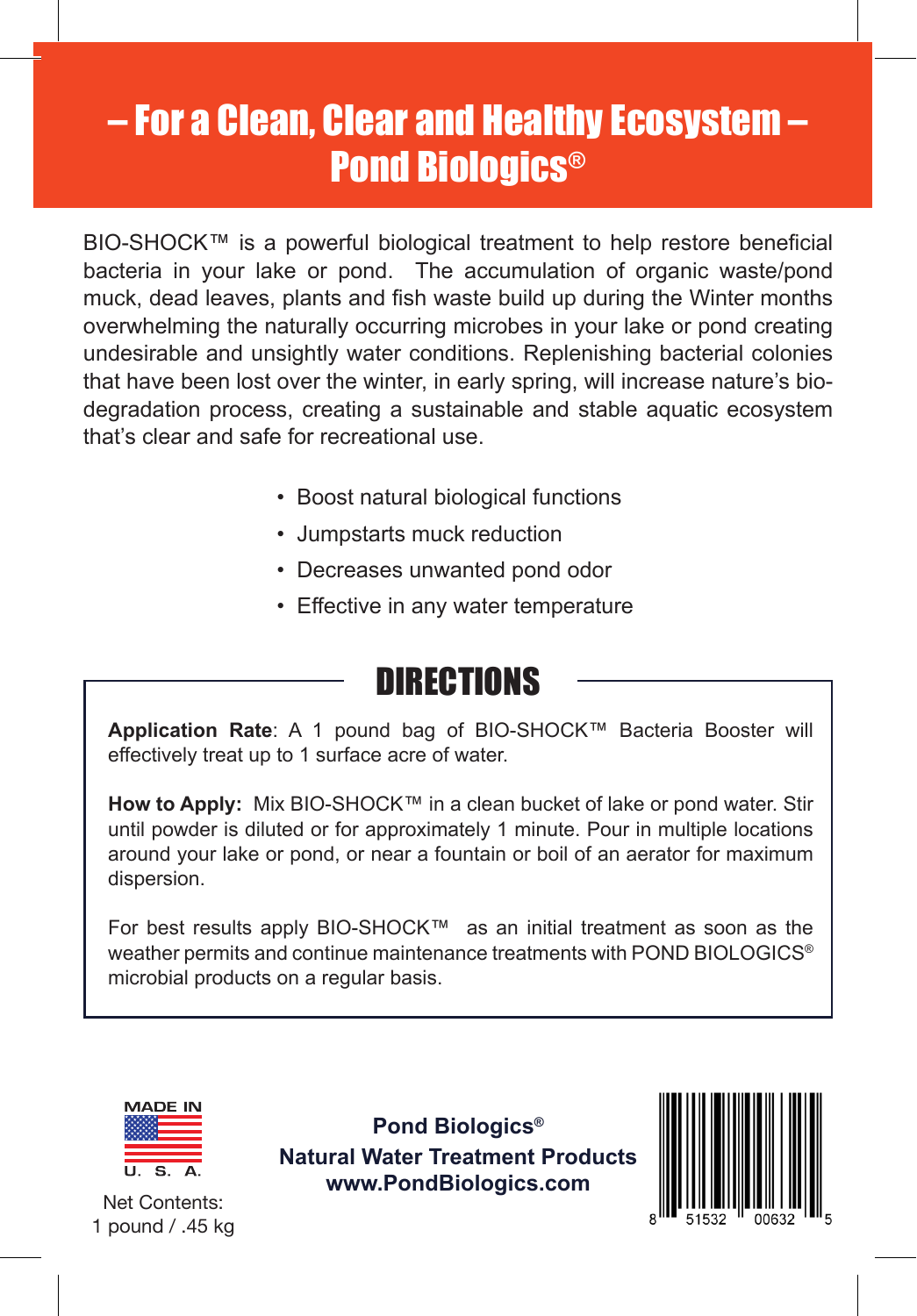# – For a Clean, Clear and Healthy Ecosystem – Pond Biologics®

BIO-SHOCK™ is a powerful biological treatment to help restore beneficial bacteria in your lake or pond. The accumulation of organic waste/pond muck, dead leaves, plants and fish waste build up during the Winter months overwhelming the naturally occurring microbes in your lake or pond creating undesirable and unsightly water conditions. Replenishing bacterial colonies that have been lost over the winter, in early spring, will increase nature's bio-degradation process, creating a sustainable and stable aquatic ecosystem that's clear and safe for recreational use.

- Boost natural biological functions
- Jumpstarts muck reduction
- Decreases unwanted pond odor
- Effective in any water temperature

## DIRECTIONS

**Application Rate**: A 1 pound bag of BIO-SHOCK™ Bacteria Booster will effectively treat up to 1 surface acre of water.

**How to Apply:** Mix BIO-SHOCK™ in a clean bucket of lake or pond water. Stir until powder is diluted or for approximately 1 minute. Pour in multiple locations around your lake or pond, or near a fountain or boil of an aerator for maximum dispersion.

For best results apply BIO-SHOCK™ as an initial treatment as soon as the weather permits and continue maintenance treatments with POND BIOLOGICS® microbial products on a regular basis.

MADE IN U. S. A.

Net Contents:
1 pound / .45 kg

**Pond Biologics®**
**Natural Water Treatment Products**
**www.PondBiologics.com**

8 51532 00632 5